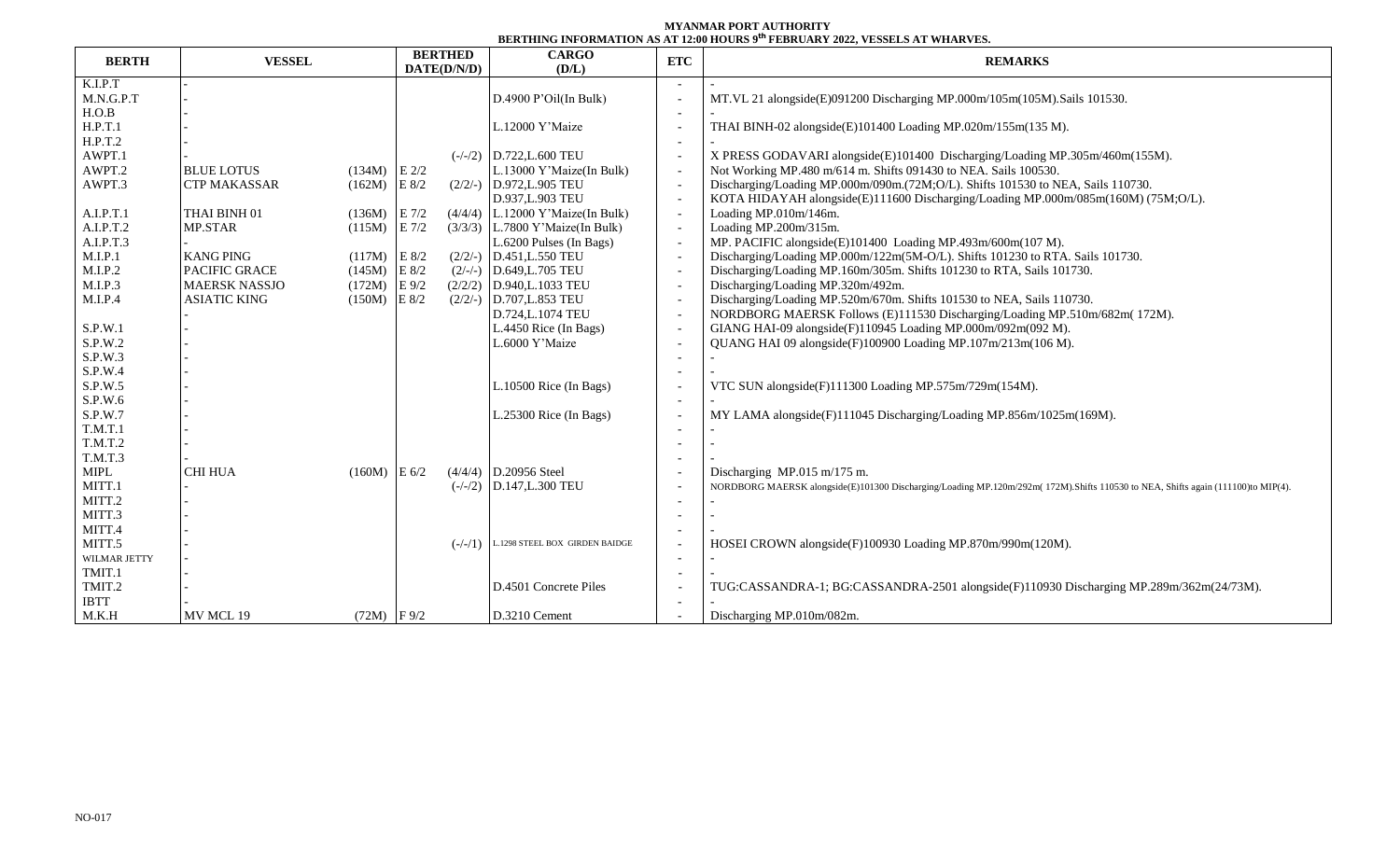**MYANMAR PORT AUTHORITY**

**BERTHING INFORMATION AS AT 12:00 HOURS 9th FEBRUARY 2022, VESSELS AT WHARVES.**

| BERTH | VESSEL | | BERTHED DATE(D/N/D) | | CARGO (D/L) | ETC | REMARKS |
|---|---|---|---|---|---|---|---|
| K.I.P.T | - | | | | | - | - |
| M.N.G.P.T | - | | | | D.4900 P'Oil(In Bulk) | - | MT.VL 21 alongside(E)091200 Discharging MP.000m/105m(105M).Sails 101530. |
| H.O.B | - | | | | | - | - |
| H.P.T.1 | - | | | | L.12000 Y'Maize | - | THAI BINH-02 alongside(E)101400 Loading MP.020m/155m(135 M). |
| H.P.T.2 | - | | | | | - | - |
| AWPT.1 | - | | | (-/-/2) | D.722,L.600 TEU | - | X PRESS GODAVARI alongside(E)101400 Discharging/Loading MP.305m/460m(155M). |
| AWPT.2 | BLUE LOTUS | (134M) | E 2/2 | | L.13000 Y'Maize(In Bulk) | - | Not Working MP.480 m/614 m. Shifts 091430 to NEA. Sails 100530. |
| AWPT.3 | CTP MAKASSAR | (162M) | E 8/2 | (2/2/-) | D.972,L.905 TEU | - | Discharging/Loading MP.000m/090m.(72M;O/L). Shifts 101530 to NEA, Sails 110730. |
| | | | | | D.937,L.903 TEU | - | KOTA HIDAYAH alongside(E)111600 Discharging/Loading MP.000m/085m(160M) (75M;O/L). |
| A.I.P.T.1 | THAI BINH 01 | (136M) | E 7/2 | (4/4/4) | L.12000 Y'Maize(In Bulk) | - | Loading MP.010m/146m. |
| A.I.P.T.2 | MP.STAR | (115M) | E 7/2 | (3/3/3) | L.7800 Y'Maize(In Bulk) | - | Loading MP.200m/315m. |
| A.I.P.T.3 | - | | | | L.6200 Pulses (In Bags) | - | MP. PACIFIC alongside(E)101400 Loading MP.493m/600m(107 M). |
| M.I.P.1 | KANG PING | (117M) | E 8/2 | (2/2/-) | D.451,L.550 TEU | - | Discharging/Loading MP.000m/122m(5M-O/L). Shifts 101230 to RTA. Sails 101730. |
| M.I.P.2 | PACIFIC GRACE | (145M) | E 8/2 | (2/-/-) | D.649,L.705 TEU | - | Discharging/Loading MP.160m/305m. Shifts 101230 to RTA, Sails 101730. |
| M.I.P.3 | MAERSK NASSJO | (172M) | E 9/2 | (2/2/2) | D.940,L.1033 TEU | - | Discharging/Loading MP.320m/492m. |
| M.I.P.4 | ASIATIC KING | (150M) | E 8/2 | (2/2/-) | D.707,L.853 TEU | - | Discharging/Loading MP.520m/670m. Shifts 101530 to NEA, Sails 110730. |
| | - | | | | D.724,L.1074 TEU | - | NORDBORG MAERSK Follows (E)111530 Discharging/Loading MP.510m/682m( 172M). |
| S.P.W.1 | - | | | | L.4450 Rice (In Bags) | - | GIANG HAI-09 alongside(F)110945 Loading MP.000m/092m(092 M). |
| S.P.W.2 | - | | | | L.6000 Y'Maize | - | QUANG HAI 09 alongside(F)100900 Loading MP.107m/213m(106 M). |
| S.P.W.3 | - | | | | | - | - |
| S.P.W.4 | - | | | | | - | - |
| S.P.W.5 | - | | | | L.10500 Rice (In Bags) | - | VTC SUN alongside(F)111300 Loading MP.575m/729m(154M). |
| S.P.W.6 | - | | | | | - | - |
| S.P.W.7 | - | | | | L.25300 Rice (In Bags) | - | MY LAMA alongside(F)111045 Discharging/Loading MP.856m/1025m(169M). |
| T.M.T.1 | - | | | | | - | - |
| T.M.T.2 | - | | | | | - | - |
| T.M.T.3 | - | | | | | - | - |
| MIPL | CHI HUA | (160M) | E 6/2 | (4/4/4) | D.20956 Steel | - | Discharging MP.015 m/175 m. |
| MITT.1 | - | | | (-/-/2) | D.147,L.300 TEU | - | NORDBORG MAERSK alongside(E)101300 Discharging/Loading MP.120m/292m( 172M).Shifts 110530 to NEA, Shifts again (111100)to MIP(4). |
| MITT.2 | - | | | | | - | - |
| MITT.3 | - | | | | | - | - |
| MITT.4 | - | | | | | - | - |
| MITT.5 | - | | | (-/-/1) | L.1298 STEEL BOX GIRDEN BAIDGE | - | HOSEI CROWN alongside(F)100930 Loading MP.870m/990m(120M). |
| WILMAR JETTY | - | | | | | - | - |
| TMIT.1 | - | | | | | - | - |
| TMIT.2 | - | | | | D.4501 Concrete Piles | - | TUG:CASSANDRA-1; BG:CASSANDRA-2501 alongside(F)110930 Discharging MP.289m/362m(24/73M). |
| IBTT | - | | | | | - | - |
| M.K.H | MV MCL 19 | (72M) | F 9/2 | | D.3210 Cement | - | Discharging MP.010m/082m. |

NO-017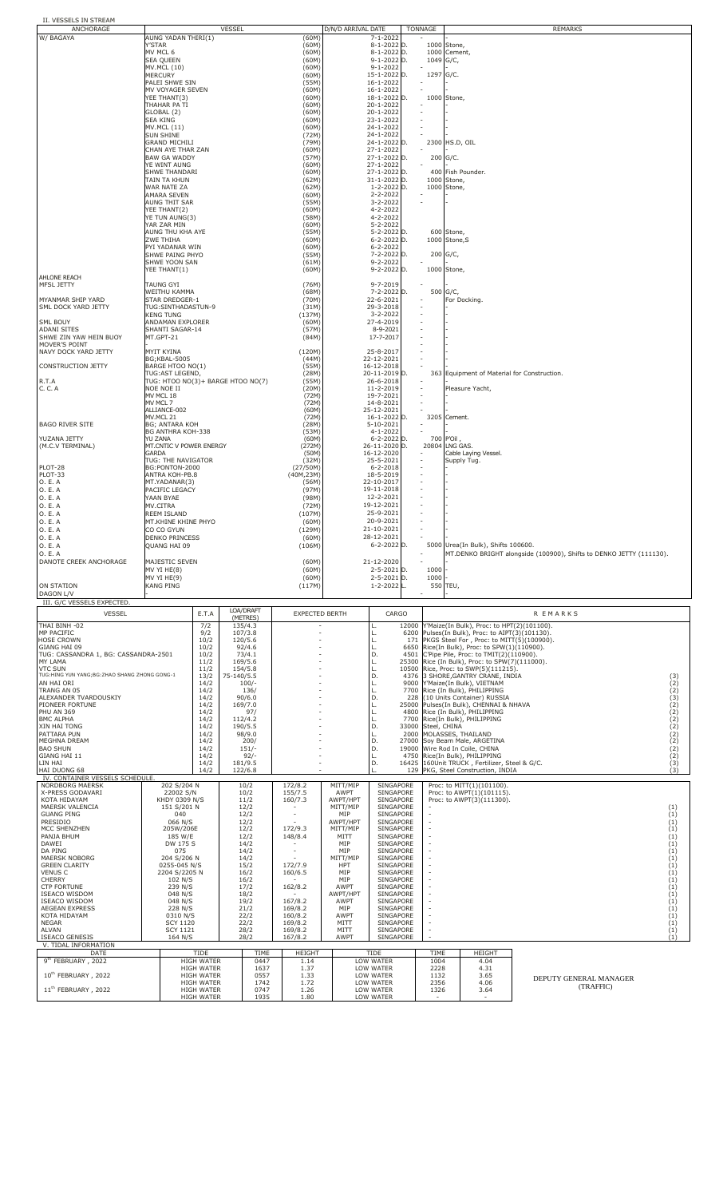## II. VESSELS IN STREAM

| ANCHORAGE | VESSEL | | D/N/D ARRIVAL DATE | | TONNAGE | REMARKS |
|---|---|---|---|---|---|---|
| W/ BAGAYA | AUNG YADAN THIRI(1) | (60M) | 7-1-2022 | | - | - |
| | Y'STAR | (60M) | 8-1-2022 | D. | 1000 | Stone, |
| | MV MCL 6 | (60M) | 8-1-2022 | D. | 1000 | Cement, |
| | SEA QUEEN | (60M) | 9-1-2022 | D. | 1049 | G/C, |
| | MV.MCL (10) | (60M) | 9-1-2022 | | - | - |
| | MERCURY | (60M) | 15-1-2022 | D. | 1297 | G/C. |
| | PALEI SHWE SIN | (55M) | 16-1-2022 | | - | - |
| | MV VOYAGER SEVEN | (60M) | 16-1-2022 | | - | - |
| | YEE THANT(3) | (60M) | 18-1-2022 | D. | 1000 | Stone, |
| | THAHAR PA TI | (60M) | 20-1-2022 | | - | - |
| | GLOBAL (2) | (60M) | 20-1-2022 | | - | - |
| | SEA KING | (60M) | 23-1-2022 | | - | - |
| | MV.MCL (11) | (60M) | 24-1-2022 | | - | - |
| | SUN SHINE | (72M) | 24-1-2022 | | - | - |
| | GRAND MICHILI | (79M) | 24-1-2022 | D. | 2300 | HS.D, OIL |
| | CHAN AYE THAR ZAN | (60M) | 27-1-2022 | | - | - |
| | BAW GA WADDY | (57M) | 27-1-2022 | D. | 200 | G/C. |
| | YE WINT AUNG | (60M) | 27-1-2022 | | - | - |
| | SHWE THANDARI | (60M) | 27-1-2022 | D. | 400 | Fish Pounder. |
| | TAIN TA KHUN | (62M) | 31-1-2022 | D. | 1000 | Stone, |
| | WAR NATE ZA | (62M) | 1-2-2022 | D. | 1000 | Stone, |
| | AMARA SEVEN | (60M) | 2-2-2022 | | - | - |
| | AUNG THIT SAR | (55M) | 3-2-2022 | | - | - |
| | YEE THANT(2) | (60M) | 4-2-2022 | | | |
| | YE TUN AUNG(3) | (58M) | 4-2-2022 | | | |
| | YAR ZAR MIN | (60M) | 5-2-2022 | | | |
| | AUNG THU KHA AYE | (55M) | 5-2-2022 | D. | 600 | Stone, |
| | ZWE THIHA | (60M) | 6-2-2022 | D. | 1000 | Stone,S |
| | PYI YADANAR WIN | (60M) | 6-2-2022 | | | |
| | SHWE PAING PHYO | (55M) | 7-2-2022 | D. | 200 | G/C, |
| | SHWE YOON SAN | (61M) | 9-2-2022 | | - | - |
| | YEE THANT(1) | (60M) | 9-2-2022 | D. | 1000 | Stone, |
| AHLONE REACH | | | | | | |
| MFSL JETTY | TAUNG GYI | (76M) | 9-7-2019 | | - | - |
| | WEITHU KAMMA | (68M) | 7-2-2022 | D. | 500 | G/C, |
| MYANMAR SHIP YARD | STAR DREDGER-1 | (70M) | 22-6-2021 | | - | For Docking. |
| SML DOCK YARD JETTY | TUG:SINTHADASTUN-9 | (31M) | 29-3-2018 | | - | - |
| | KENG TUNG | (137M) | 3-2-2022 | | - | - |
| SML BOUY | ANDAMAN EXPLORER | (60M) | 27-4-2019 | | - | - |
| ADANI SITES | SHANTI SAGAR-14 | (57M) | 8-9-2021 | | - | - |
| SHWE ZIN YAW HEIN BUOY | MT.GPT-21 | (84M) | 17-7-2017 | | - | - |
| MOVER'S POINT | - | | | | | |
| NAVY DOCK YARD JETTY | MYIT KYINA | (120M) | 25-8-2017 | | - | - |
| | BG;KBAL-5005 | (44M) | 22-12-2021 | | - | - |
| CONSTRUCTION JETTY | BARGE HTOO NO(1) | (55M) | 16-12-2018 | | - | - |
| | TUG:AST LEGEND, | (28M) | 20-11-2019 | D. | 363 | Equipment of Material for Construction. |
| R.T.A | TUG: HTOO NO(3)+ BARGE HTOO NO(7) | (55M) | 26-6-2018 | | - | - |
| C. C. A | NOE NOE II | (20M) | 11-2-2019 | | - | Pleasure Yacht, |
| | MV MCL 18 | (72M) | 19-7-2021 | | - | - |
| | MV MCL 7 | (72M) | 14-8-2021 | | - | - |
| | ALLIANCE-002 | (60M) | 25-12-2021 | | - | - |
| | MV.MCL 21 | (72M) | 16-1-2022 | D. | 3205 | Cement. |
| BAGO RIVER SITE | BG; ANTARA KOH | (28M) | 5-10-2021 | | - | - |
| | BG ANTHRA KOH-338 | (53M) | 4-1-2022 | | - | - |
| YUZANA JETTY | YU ZANA | (60M) | 6-2-2022 | D. | 700 | P'Oil , |
| (M.C.V TERMINAL) | MT.CNTIC V POWER ENERGY | (272M) | 26-11-2020 | D. | 20804 | LNG GAS. |
| | GARDA | (50M) | 16-12-2020 | | - | Cable Laying Vessel. |
| | TUG: THE NAVIGATOR | (32M) | 25-5-2021 | | - | Supply Tug. |
| PLOT-28 | BG:PONTON-2000 | (27/50M) | 6-2-2018 | | - | - |
| PLOT-33 | ANTRA KOH-PB.8 | (40M,23M) | 18-5-2019 | | - | - |
| O. E. A | MT.YADANAR(3) | (56M) | 22-10-2017 | | - | - |
| O. E. A | PACIFIC LEGACY | (97M) | 19-11-2018 | | - | - |
| O. E. A | YAAN BYAE | (98M) | 12-2-2021 | | - | - |
| O. E. A | MV.CITRA | (72M) | 19-12-2021 | | - | - |
| O. E. A | REEM ISLAND | (107M) | 25-9-2021 | | - | - |
| O. E. A | MT.KHINE KHINE PHYO | (60M) | 20-9-2021 | | - | - |
| O. E. A | CO CO GYUN | (129M) | 21-10-2021 | | - | - |
| O. E. A | DENKO PRINCESS | (60M) | 28-12-2021 | | - | - |
| O. E. A | QUANG HAI 09 | (106M) | 6-2-2022 | D. | 5000 | Urea(In Bulk), Shifts 100600. |
| O. E. A | | | | | - | MT.DENKO BRIGHT alongside (100900), Shifts to DENKO JETTY (111130). |
| DANOTE CREEK ANCHORAGE | MAJESTIC SEVEN | (60M) | 21-12-2020 | | - | - |
| | MV YI HE(8) | (60M) | 2-5-2021 | D. | 1000 | - |
| | MV YI HE(9) | (60M) | 2-5-2021 | D. | 1000 | - |
| ON STATION | KANG PING | (117M) | 1-2-2022 | L. | 550 | TEU, |
| DAGON L/V | - | | | | - | - |

## III. G/C VESSELS EXPECTED.

| VESSEL | E.T.A | LOA/DRAFT (METRES) | EXPECTED BERTH | CARGO | | REMARKS | |
|---|---|---|---|---|---|---|---|
| THAI BINH -02 | 7/2 | 135/4.3 | - | L. | 12000 | Y'Maize(In Bulk), Proc: to HPT(2)(101100). | |
| MP PACIFIC | 9/2 | 107/3.8 | - | L. | 6200 | Pulses(In Bulk), Proc: to AIPT(3)(101130). | |
| HOSE CROWN | 10/2 | 120/5.6 | - | L. | 171 | PKGS Steel For , Proc: to MITT(5)(100900). | |
| GIANG HAI 09 | 10/2 | 92/4.6 | - | L. | 6650 | Rice(In Bulk), Proc: to SPW(1)(110900). | |
| TUG: CASSANDRA 1, BG: CASSANDRA-2501 | 10/2 | 73/4.1 | - | D. | 4501 | C'Pipe Pile, Proc: to TMIT(2)(110900). | |
| MY LAMA | 11/2 | 169/5.6 | - | L. | 25300 | Rice (In Bulk), Proc: to SPW(7)(111000). | |
| VTC SUN | 11/2 | 154/5.8 | - | L. | 10500 | Rice, Proc: to SWP(5)(111215). | |
| TUG:HING YUN YANG;BG:ZHAO SHANG ZHONG GONG-1 | 13/2 | 75-140/5.5 | - | D. | 4376 | 3 SHORE,GANTRY CRANE, INDIA | (3) |
| AN HAI ORI | 14/2 | 100/- | - | L. | 9000 | Y'Maize(In Bulk), VIETNAM | (2) |
| TRANG AN 05 | 14/2 | 136/ | - | L. | 7700 | Rice (In Bulk), PHILIPPING | (2) |
| ALEXANDER TVARDOUSKIY | 14/2 | 90/6.0 | - | D. | 228 | (10 Units Container) RUSSIA | (3) |
| PIONEER FORTUNE | 14/2 | 169/7.0 | - | L. | 25000 | Pulses(In Bulk), CHENNAI & NHAVA | (2) |
| PHU AN 369 | 14/2 | 97/ | - | L. | 4800 | Rice (In Bulk), PHILIPPING | (2) |
| BMC ALPHA | 14/2 | 112/4.2 | - | L. | 7700 | Rice(In Bulk), PHILIPPING | (2) |
| XIN HAI TONG | 14/2 | 190/5.5 | - | D. | 33000 | Steel, CHINA | (2) |
| PATTARA PUN | 14/2 | 98/9.0 | - | L. | 2000 | MOLASSES, THAILAND | (2) |
| MEGHNA DREAM | 14/2 | 200/ | - | D. | 27000 | Soy Beam Male, ARGETINA | (2) |
| BAO SHUN | 14/2 | 151/- | - | D. | 19000 | Wire Rod In Coile, CHINA | (2) |
| GIANG HAI 11 | 14/2 | 92/- | - | L. | 4750 | Rice(In Bulk), PHILIPPING | (2) |
| LIN HAI | 14/2 | 181/9.5 | - | D. | 16425 | 160Unit TRUCK , Fertilizer, Steel & G/C. | (3) |
| HAI DUONG 68 | 14/2 | 122/6.8 | - | L. | 129 | PKG, Steel Construction, INDIA | (3) |

## IV. CONTAINER VESSELS SCHEDULE.

| | | | | | | | |
|---|---|---|---|---|---|---|---|
| NORDBORG MAERSK | 202 S/204 N | 10/2 | 172/8.2 | MITT/MIP | SINGAPORE | Proc: to MITT(1)(101100). | |
| X-PRESS GODAVARI | 22002 S/N | 10/2 | 155/7.5 | AWPT | SINGAPORE | Proc: to AWPT(1)(101115). | |
| KOTA HIDAYAM | KHDY 0309 N/S | 11/2 | 160/7.3 | AWPT/HPT | SINGAPORE | Proc: to AWPT(3)(111300). | |
| MAERSK VALENCIA | 151 S/201 N | 12/2 | - | MITT/MIP | SINGAPORE | - | (1) |
| GUANG PING | 040 | 12/2 | - | MIP | SINGAPORE | - | (1) |
| PRESIDIO | 066 N/S | 12/2 | - | AWPT/HPT | SINGAPORE | - | (1) |
| MCC SHENZHEN | 205W/206E | 12/2 | 172/9.3 | MITT/MIP | SINGAPORE | - | (1) |
| PANJA BHUM | 185 W/E | 12/2 | 148/8.4 | MITT | SINGAPORE | - | (1) |
| DAWEI | DW 175 S | 14/2 | - | MIP | SINGAPORE | - | (1) |
| DA PING | 075 | 14/2 | - | MIP | SINGAPORE | - | (1) |
| MAERSK NOBORG | 204 S/206 N | 14/2 | - | MITT/MIP | SINGAPORE | - | (1) |
| GREEN CLARITY | 0255-045 N/S | 15/2 | 172/7.9 | HPT | SINGAPORE | - | (1) |
| VENUS C | 2204 S/2205 N | 16/2 | 160/6.5 | MIP | SINGAPORE | - | (1) |
| CHERRY | 102 N/S | 16/2 | - | MIP | SINGAPORE | - | (1) |
| CTP FORTUNE | 239 N/S | 17/2 | 162/8.2 | AWPT | SINGAPORE | - | (1) |
| ISEACO WISDOM | 048 N/S | 18/2 | - | AWPT/HPT | SINGAPORE | - | (1) |
| ISEACO WISDOM | 048 N/S | 19/2 | 167/8.2 | AWPT | SINGAPORE | - | (1) |
| AEGEAN EXPRESS | 228 N/S | 21/2 | 169/8.2 | MIP | SINGAPORE | - | (1) |
| KOTA HIDAYAM | 0310 N/S | 22/2 | 160/8.2 | AWPT | SINGAPORE | - | (1) |
| NEGAR | SCY 1120 | 22/2 | 169/8.2 | MITT | SINGAPORE | - | (1) |
| ALVAN | SCY 1121 | 28/2 | 169/8.2 | MITT | SINGAPORE | - | (1) |
| ISEACO GENESIS | 164 N/S | 28/2 | 167/8.2 | AWPT | SINGAPORE | - | (1) |

## V. TIDAL INFORMATION

| DATE | TIDE | TIME | HEIGHT | TIDE | TIME | HEIGHT |
|---|---|---|---|---|---|---|
| 9th FEBRUARY , 2022 | HIGH WATER | 0447 | 1.14 | LOW WATER | 1004 | 4.04 |
| | HIGH WATER | 1637 | 1.37 | LOW WATER | 2228 | 4.31 |
| 10th FEBRUARY , 2022 | HIGH WATER | 0557 | 1.33 | LOW WATER | 1132 | 3.65 |
| | HIGH WATER | 1742 | 1.72 | LOW WATER | 2356 | 4.06 |
| 11th FEBRUARY , 2022 | HIGH WATER | 0747 | 1.26 | LOW WATER | 1326 | 3.64 |
| | HIGH WATER | 1935 | 1.80 | LOW WATER | - | - |

DEPUTY GENERAL MANAGER
(TRAFFIC)